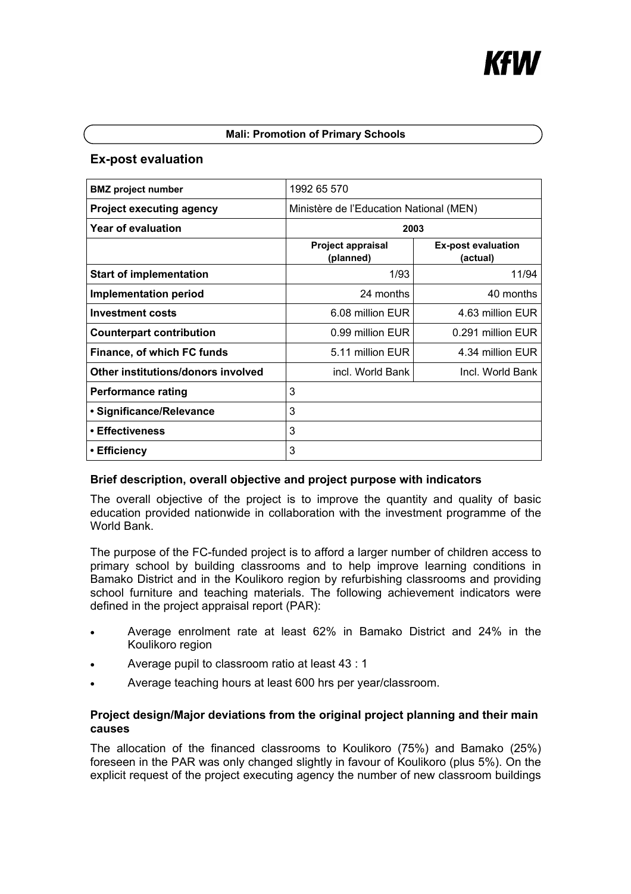## Mali: Promotion of Primary Schools

## Ex-post evaluation

| **BMZ project number** | 1992 65 570 | |
|---|---|---|
| **Project executing agency** | Ministère de l'Education National (MEN) | |
| **Year of evaluation** | **2003** | |
| | **Project appraisal (planned)** | **Ex-post evaluation (actual)** |
| **Start of implementation** | 1/93 | 11/94 |
| **Implementation period** | 24 months | 40 months |
| **Investment costs** | 6.08 million EUR | 4.63 million EUR |
| **Counterpart contribution** | 0.99 million EUR | 0.291 million EUR |
| **Finance, of which FC funds** | 5.11 million EUR | 4.34 million EUR |
| **Other institutions/donors involved** | incl. World Bank | Incl. World Bank |
| **Performance rating** | 3 | |
| **• Significance/Relevance** | 3 | |
| **• Effectiveness** | 3 | |
| **• Efficiency** | 3 | |

### Brief description, overall objective and project purpose with indicators

The overall objective of the project is to improve the quantity and quality of basic education provided nationwide in collaboration with the investment programme of the World Bank.

The purpose of the FC-funded project is to afford a larger number of children access to primary school by building classrooms and to help improve learning conditions in Bamako District and in the Koulikoro region by refurbishing classrooms and providing school furniture and teaching materials. The following achievement indicators were defined in the project appraisal report (PAR):

- Average enrolment rate at least 62% in Bamako District and 24% in the Koulikoro region
- Average pupil to classroom ratio at least 43 : 1
- Average teaching hours at least 600 hrs per year/classroom.

### Project design/Major deviations from the original project planning and their main causes

The allocation of the financed classrooms to Koulikoro (75%) and Bamako (25%) foreseen in the PAR was only changed slightly in favour of Koulikoro (plus 5%). On the explicit request of the project executing agency the number of new classroom buildings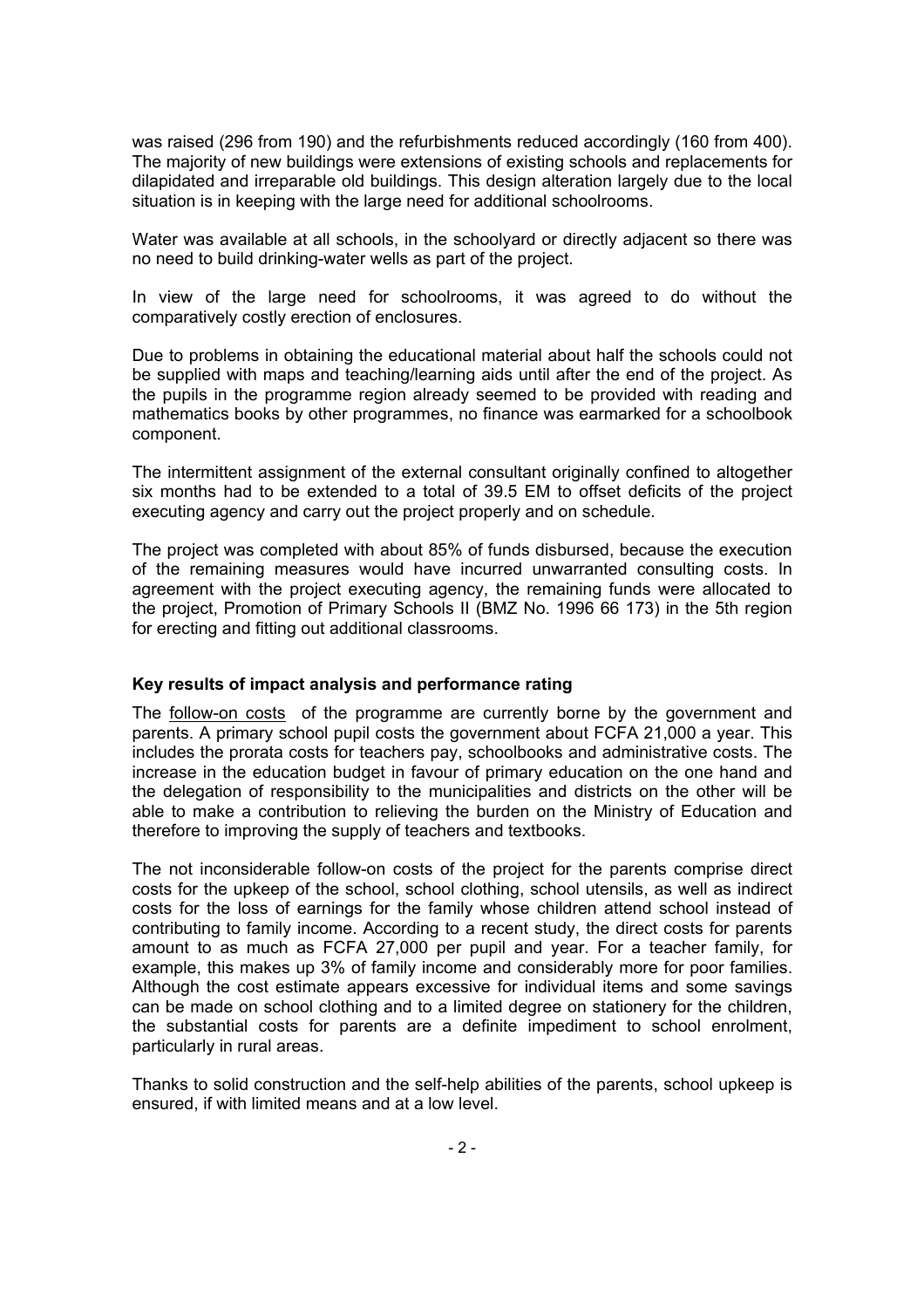was raised (296 from 190) and the refurbishments reduced accordingly (160 from 400). The majority of new buildings were extensions of existing schools and replacements for dilapidated and irreparable old buildings. This design alteration largely due to the local situation is in keeping with the large need for additional schoolrooms.

Water was available at all schools, in the schoolyard or directly adjacent so there was no need to build drinking-water wells as part of the project.

In view of the large need for schoolrooms, it was agreed to do without the comparatively costly erection of enclosures.

Due to problems in obtaining the educational material about half the schools could not be supplied with maps and teaching/learning aids until after the end of the project. As the pupils in the programme region already seemed to be provided with reading and mathematics books by other programmes, no finance was earmarked for a schoolbook component.

The intermittent assignment of the external consultant originally confined to altogether six months had to be extended to a total of 39.5 EM to offset deficits of the project executing agency and carry out the project properly and on schedule.

The project was completed with about 85% of funds disbursed, because the execution of the remaining measures would have incurred unwarranted consulting costs. In agreement with the project executing agency, the remaining funds were allocated to the project, Promotion of Primary Schools II (BMZ No. 1996 66 173) in the 5th region for erecting and fitting out additional classrooms.

**Key results of impact analysis and performance rating**

The follow-on costs of the programme are currently borne by the government and parents. A primary school pupil costs the government about FCFA 21,000 a year. This includes the prorata costs for teachers pay, schoolbooks and administrative costs. The increase in the education budget in favour of primary education on the one hand and the delegation of responsibility to the municipalities and districts on the other will be able to make a contribution to relieving the burden on the Ministry of Education and therefore to improving the supply of teachers and textbooks.

The not inconsiderable follow-on costs of the project for the parents comprise direct costs for the upkeep of the school, school clothing, school utensils, as well as indirect costs for the loss of earnings for the family whose children attend school instead of contributing to family income. According to a recent study, the direct costs for parents amount to as much as FCFA 27,000 per pupil and year. For a teacher family, for example, this makes up 3% of family income and considerably more for poor families. Although the cost estimate appears excessive for individual items and some savings can be made on school clothing and to a limited degree on stationery for the children, the substantial costs for parents are a definite impediment to school enrolment, particularly in rural areas.

Thanks to solid construction and the self-help abilities of the parents, school upkeep is ensured, if with limited means and at a low level.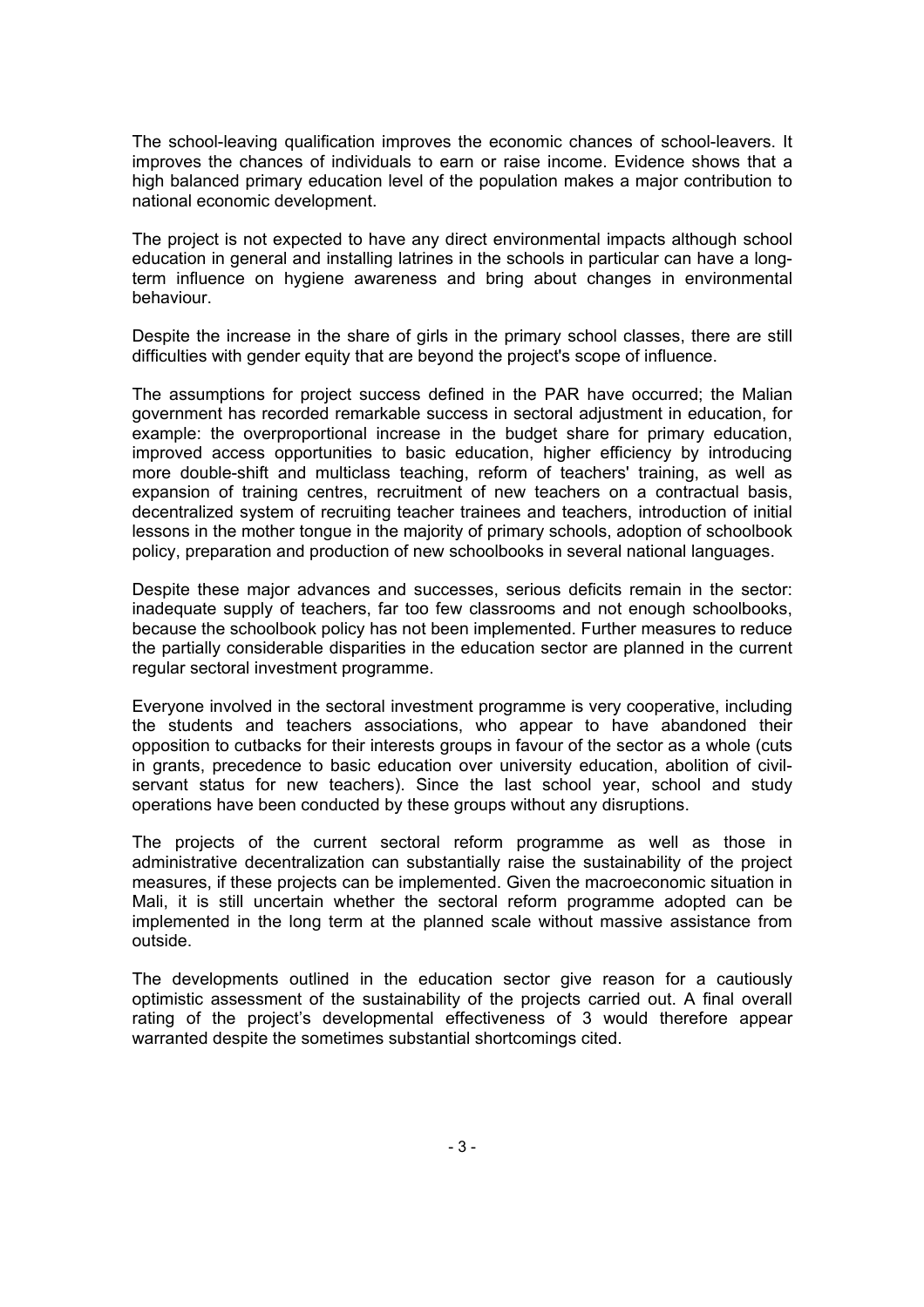The school-leaving qualification improves the economic chances of school-leavers. It improves the chances of individuals to earn or raise income. Evidence shows that a high balanced primary education level of the population makes a major contribution to national economic development.

The project is not expected to have any direct environmental impacts although school education in general and installing latrines in the schools in particular can have a long-term influence on hygiene awareness and bring about changes in environmental behaviour.

Despite the increase in the share of girls in the primary school classes, there are still difficulties with gender equity that are beyond the project's scope of influence.

The assumptions for project success defined in the PAR have occurred; the Malian government has recorded remarkable success in sectoral adjustment in education, for example: the overproportional increase in the budget share for primary education, improved access opportunities to basic education, higher efficiency by introducing more double-shift and multiclass teaching, reform of teachers' training, as well as expansion of training centres, recruitment of new teachers on a contractual basis, decentralized system of recruiting teacher trainees and teachers, introduction of initial lessons in the mother tongue in the majority of primary schools, adoption of schoolbook policy, preparation and production of new schoolbooks in several national languages.

Despite these major advances and successes, serious deficits remain in the sector: inadequate supply of teachers, far too few classrooms and not enough schoolbooks, because the schoolbook policy has not been implemented. Further measures to reduce the partially considerable disparities in the education sector are planned in the current regular sectoral investment programme.

Everyone involved in the sectoral investment programme is very cooperative, including the students and teachers associations, who appear to have abandoned their opposition to cutbacks for their interests groups in favour of the sector as a whole (cuts in grants, precedence to basic education over university education, abolition of civil-servant status for new teachers). Since the last school year, school and study operations have been conducted by these groups without any disruptions.

The projects of the current sectoral reform programme as well as those in administrative decentralization can substantially raise the sustainability of the project measures, if these projects can be implemented. Given the macroeconomic situation in Mali, it is still uncertain whether the sectoral reform programme adopted can be implemented in the long term at the planned scale without massive assistance from outside.

The developments outlined in the education sector give reason for a cautiously optimistic assessment of the sustainability of the projects carried out. A final overall rating of the project's developmental effectiveness of 3 would therefore appear warranted despite the sometimes substantial shortcomings cited.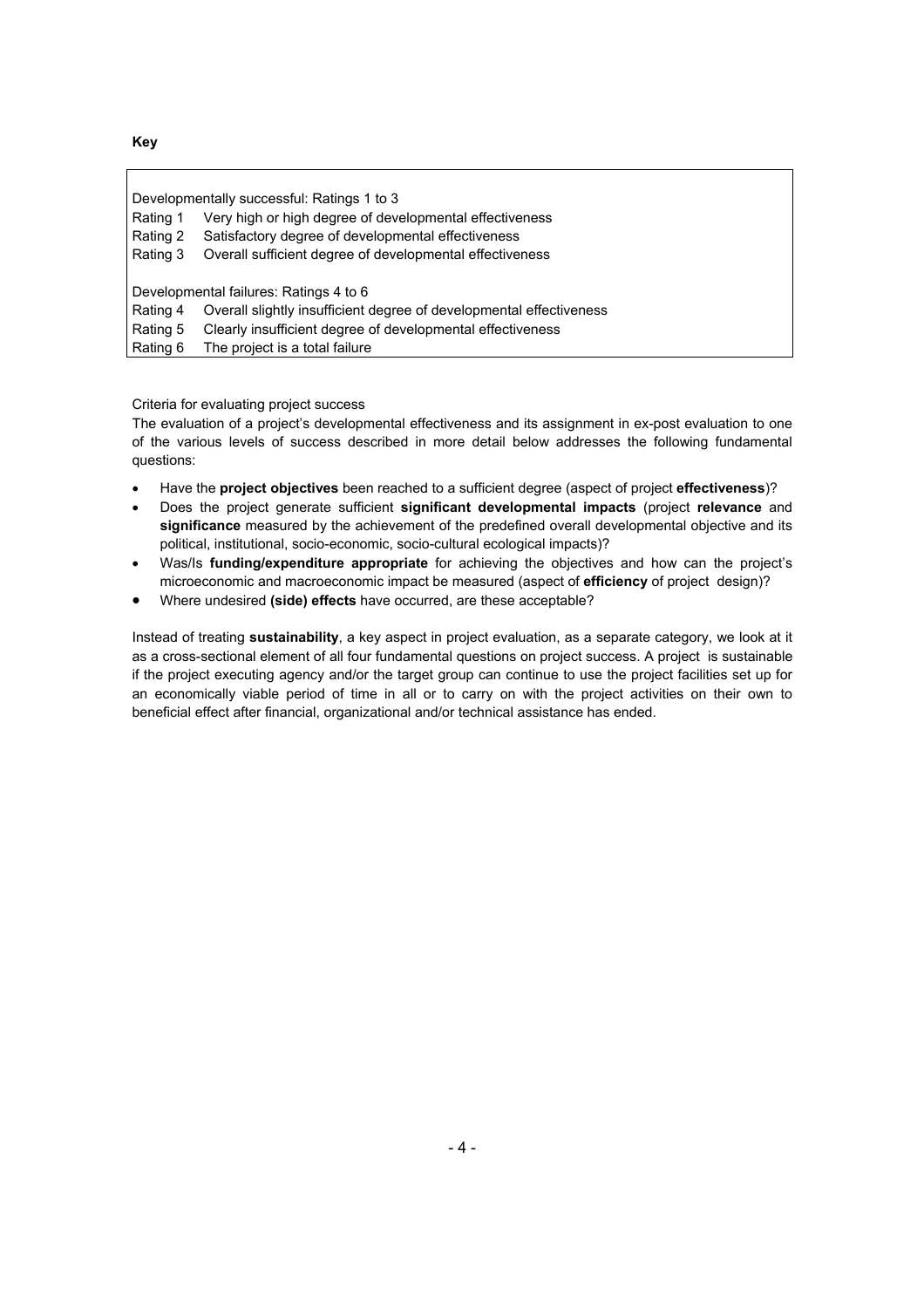**Key**

Developmentally successful: Ratings 1 to 3

| | |
|---|---|
| Rating 1 | Very high or high degree of developmental effectiveness |
| Rating 2 | Satisfactory degree of developmental effectiveness |
| Rating 3 | Overall sufficient degree of developmental effectiveness |

Developmental failures: Ratings 4 to 6

| | |
|---|---|
| Rating 4 | Overall slightly insufficient degree of developmental effectiveness |
| Rating 5 | Clearly insufficient degree of developmental effectiveness |
| Rating 6 | The project is a total failure |

Criteria for evaluating project success

The evaluation of a project's developmental effectiveness and its assignment in ex-post evaluation to one of the various levels of success described in more detail below addresses the following fundamental questions:

- Have the **project objectives** been reached to a sufficient degree (aspect of project **effectiveness**)?
- Does the project generate sufficient **significant developmental impacts** (project **relevance** and **significance** measured by the achievement of the predefined overall developmental objective and its political, institutional, socio-economic, socio-cultural ecological impacts)?
- Was/Is **funding/expenditure appropriate** for achieving the objectives and how can the project's microeconomic and macroeconomic impact be measured (aspect of **efficiency** of project design)?
- Where undesired **(side) effects** have occurred, are these acceptable?

Instead of treating **sustainability**, a key aspect in project evaluation, as a separate category, we look at it as a cross-sectional element of all four fundamental questions on project success. A project is sustainable if the project executing agency and/or the target group can continue to use the project facilities set up for an economically viable period of time in all or to carry on with the project activities on their own to beneficial effect after financial, organizational and/or technical assistance has ended.